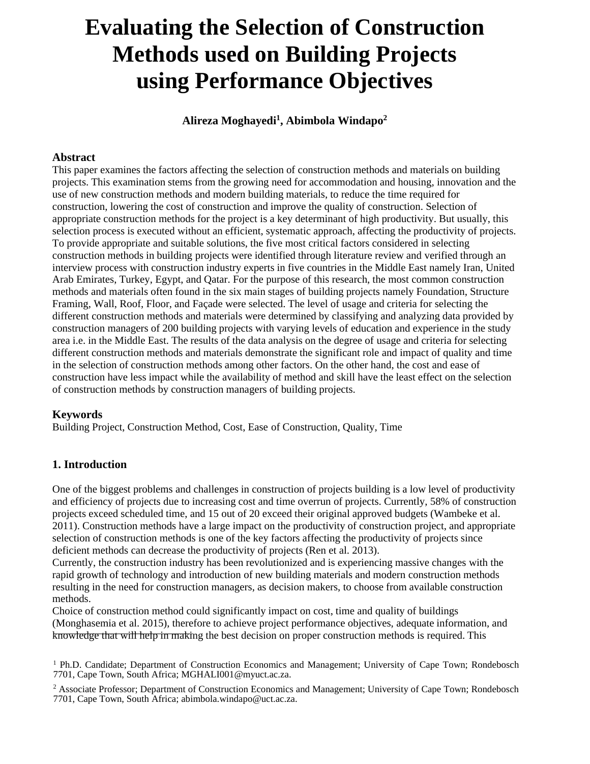# Evaluating the Selection of Construction Methods used on Building Projects using Performance Objectives

**Alireza Moghayedi[1], Abimbola Windapo[2]**

## Abstract

This paper examines the factors affecting the selection of construction methods and materials on building projects. This examination stems from the growing need for accommodation and housing, innovation and the use of new construction methods and modern building materials, to reduce the time required for construction, lowering the cost of construction and improve the quality of construction. Selection of appropriate construction methods for the project is a key determinant of high productivity. But usually, this selection process is executed without an efficient, systematic approach, affecting the productivity of projects. To provide appropriate and suitable solutions, the five most critical factors considered in selecting construction methods in building projects were identified through literature review and verified through an interview process with construction industry experts in five countries in the Middle East namely Iran, United Arab Emirates, Turkey, Egypt, and Qatar. For the purpose of this research, the most common construction methods and materials often found in the six main stages of building projects namely Foundation, Structure Framing, Wall, Roof, Floor, and Façade were selected. The level of usage and criteria for selecting the different construction methods and materials were determined by classifying and analyzing data provided by construction managers of 200 building projects with varying levels of education and experience in the study area i.e. in the Middle East. The results of the data analysis on the degree of usage and criteria for selecting different construction methods and materials demonstrate the significant role and impact of quality and time in the selection of construction methods among other factors. On the other hand, the cost and ease of construction have less impact while the availability of method and skill have the least effect on the selection of construction methods by construction managers of building projects.

## Keywords

Building Project, Construction Method, Cost, Ease of Construction, Quality, Time

## 1. Introduction

One of the biggest problems and challenges in construction of projects building is a low level of productivity and efficiency of projects due to increasing cost and time overrun of projects. Currently, 58% of construction projects exceed scheduled time, and 15 out of 20 exceed their original approved budgets (Wambeke et al. 2011). Construction methods have a large impact on the productivity of construction project, and appropriate selection of construction methods is one of the key factors affecting the productivity of projects since deficient methods can decrease the productivity of projects (Ren et al. 2013).

Currently, the construction industry has been revolutionized and is experiencing massive changes with the rapid growth of technology and introduction of new building materials and modern construction methods resulting in the need for construction managers, as decision makers, to choose from available construction methods.

Choice of construction method could significantly impact on cost, time and quality of buildings (Monghasemia et al. 2015), therefore to achieve project performance objectives, adequate information, and knowledge that will help in making the best decision on proper construction methods is required. This

[1] Ph.D. Candidate; Department of Construction Economics and Management; University of Cape Town; Rondebosch 7701, Cape Town, South Africa; MGHALI001@myuct.ac.za.

[2] Associate Professor; Department of Construction Economics and Management; University of Cape Town; Rondebosch 7701, Cape Town, South Africa; abimbola.windapo@uct.ac.za.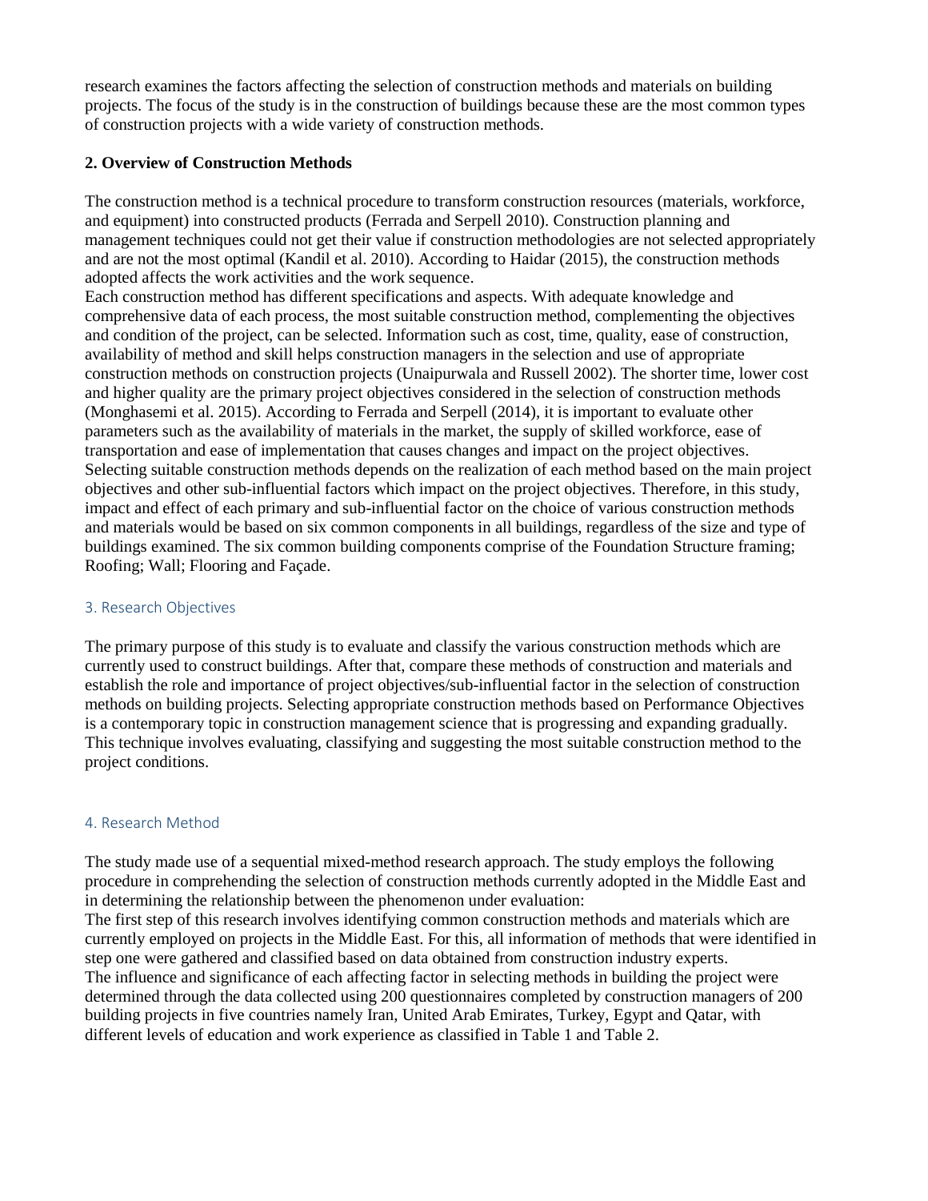research examines the factors affecting the selection of construction methods and materials on building projects. The focus of the study is in the construction of buildings because these are the most common types of construction projects with a wide variety of construction methods.

## 2. Overview of Construction Methods

The construction method is a technical procedure to transform construction resources (materials, workforce, and equipment) into constructed products (Ferrada and Serpell 2010). Construction planning and management techniques could not get their value if construction methodologies are not selected appropriately and are not the most optimal (Kandil et al. 2010). According to Haidar (2015), the construction methods adopted affects the work activities and the work sequence.

Each construction method has different specifications and aspects. With adequate knowledge and comprehensive data of each process, the most suitable construction method, complementing the objectives and condition of the project, can be selected. Information such as cost, time, quality, ease of construction, availability of method and skill helps construction managers in the selection and use of appropriate construction methods on construction projects (Unaipurwala and Russell 2002). The shorter time, lower cost and higher quality are the primary project objectives considered in the selection of construction methods (Monghasemi et al. 2015). According to Ferrada and Serpell (2014), it is important to evaluate other parameters such as the availability of materials in the market, the supply of skilled workforce, ease of transportation and ease of implementation that causes changes and impact on the project objectives. Selecting suitable construction methods depends on the realization of each method based on the main project objectives and other sub-influential factors which impact on the project objectives. Therefore, in this study, impact and effect of each primary and sub-influential factor on the choice of various construction methods and materials would be based on six common components in all buildings, regardless of the size and type of buildings examined. The six common building components comprise of the Foundation Structure framing; Roofing; Wall; Flooring and Façade.

## 3. Research Objectives

The primary purpose of this study is to evaluate and classify the various construction methods which are currently used to construct buildings. After that, compare these methods of construction and materials and establish the role and importance of project objectives/sub-influential factor in the selection of construction methods on building projects. Selecting appropriate construction methods based on Performance Objectives is a contemporary topic in construction management science that is progressing and expanding gradually. This technique involves evaluating, classifying and suggesting the most suitable construction method to the project conditions.

## 4. Research Method

The study made use of a sequential mixed-method research approach. The study employs the following procedure in comprehending the selection of construction methods currently adopted in the Middle East and in determining the relationship between the phenomenon under evaluation:

The first step of this research involves identifying common construction methods and materials which are currently employed on projects in the Middle East. For this, all information of methods that were identified in step one were gathered and classified based on data obtained from construction industry experts.

The influence and significance of each affecting factor in selecting methods in building the project were determined through the data collected using 200 questionnaires completed by construction managers of 200 building projects in five countries namely Iran, United Arab Emirates, Turkey, Egypt and Qatar, with different levels of education and work experience as classified in Table 1 and Table 2.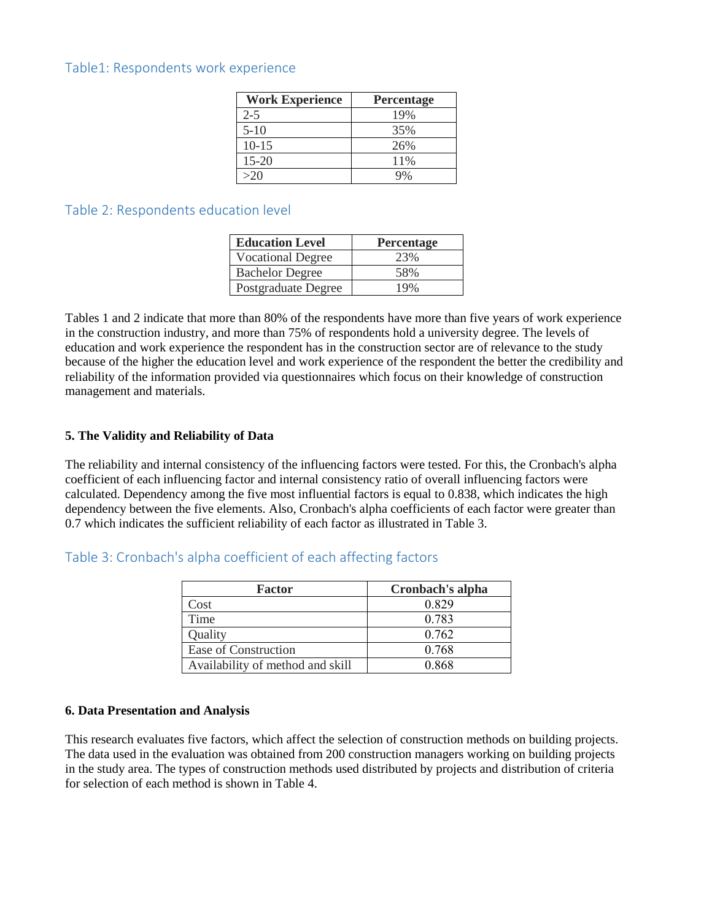Table1: Respondents work experience

| Work Experience | Percentage |
|---|---|
| 2-5 | 19% |
| 5-10 | 35% |
| 10-15 | 26% |
| 15-20 | 11% |
| >20 | 9% |

Table 2: Respondents education level

| Education Level | Percentage |
|---|---|
| Vocational Degree | 23% |
| Bachelor Degree | 58% |
| Postgraduate Degree | 19% |

Tables 1 and 2 indicate that more than 80% of the respondents have more than five years of work experience in the construction industry, and more than 75% of respondents hold a university degree. The levels of education and work experience the respondent has in the construction sector are of relevance to the study because of the higher the education level and work experience of the respondent the better the credibility and reliability of the information provided via questionnaires which focus on their knowledge of construction management and materials.

**5. The Validity and Reliability of Data**

The reliability and internal consistency of the influencing factors were tested. For this, the Cronbach's alpha coefficient of each influencing factor and internal consistency ratio of overall influencing factors were calculated. Dependency among the five most influential factors is equal to 0.838, which indicates the high dependency between the five elements. Also, Cronbach's alpha coefficients of each factor were greater than 0.7 which indicates the sufficient reliability of each factor as illustrated in Table 3.

Table 3: Cronbach's alpha coefficient of each affecting factors

| Factor | Cronbach's alpha |
|---|---|
| Cost | 0.829 |
| Time | 0.783 |
| Quality | 0.762 |
| Ease of Construction | 0.768 |
| Availability of method and skill | 0.868 |

**6. Data Presentation and Analysis**

This research evaluates five factors, which affect the selection of construction methods on building projects. The data used in the evaluation was obtained from 200 construction managers working on building projects in the study area. The types of construction methods used distributed by projects and distribution of criteria for selection of each method is shown in Table 4.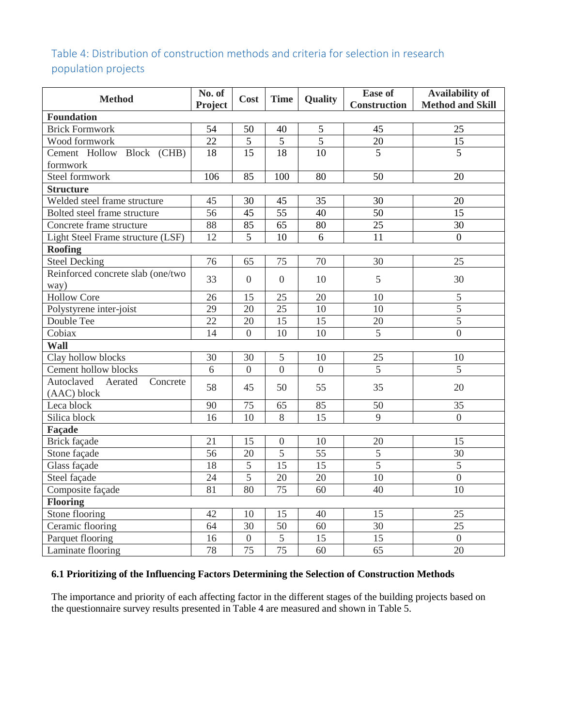Table 4: Distribution of construction methods and criteria for selection in research population projects

| Method | No. of Project | Cost | Time | Quality | Ease of Construction | Availability of Method and Skill |
|---|---|---|---|---|---|---|
| **Foundation** | | | | | | |
| Brick Formwork | 54 | 50 | 40 | 5 | 45 | 25 |
| Wood formwork | 22 | 5 | 5 | 5 | 20 | 15 |
| Cement Hollow Block (CHB) formwork | 18 | 15 | 18 | 10 | 5 | 5 |
| Steel formwork | 106 | 85 | 100 | 80 | 50 | 20 |
| **Structure** | | | | | | |
| Welded steel frame structure | 45 | 30 | 45 | 35 | 30 | 20 |
| Bolted steel frame structure | 56 | 45 | 55 | 40 | 50 | 15 |
| Concrete frame structure | 88 | 85 | 65 | 80 | 25 | 30 |
| Light Steel Frame structure (LSF) | 12 | 5 | 10 | 6 | 11 | 0 |
| **Roofing** | | | | | | |
| Steel Decking | 76 | 65 | 75 | 70 | 30 | 25 |
| Reinforced concrete slab (one/two way) | 33 | 0 | 0 | 10 | 5 | 30 |
| Hollow Core | 26 | 15 | 25 | 20 | 10 | 5 |
| Polystyrene inter-joist | 29 | 20 | 25 | 10 | 10 | 5 |
| Double Tee | 22 | 20 | 15 | 15 | 20 | 5 |
| Cobiax | 14 | 0 | 10 | 10 | 5 | 0 |
| **Wall** | | | | | | |
| Clay hollow blocks | 30 | 30 | 5 | 10 | 25 | 10 |
| Cement hollow blocks | 6 | 0 | 0 | 0 | 5 | 5 |
| Autoclaved Aerated Concrete (AAC) block | 58 | 45 | 50 | 55 | 35 | 20 |
| Leca block | 90 | 75 | 65 | 85 | 50 | 35 |
| Silica block | 16 | 10 | 8 | 15 | 9 | 0 |
| **Façade** | | | | | | |
| Brick façade | 21 | 15 | 0 | 10 | 20 | 15 |
| Stone façade | 56 | 20 | 5 | 55 | 5 | 30 |
| Glass façade | 18 | 5 | 15 | 15 | 5 | 5 |
| Steel façade | 24 | 5 | 20 | 20 | 10 | 0 |
| Composite façade | 81 | 80 | 75 | 60 | 40 | 10 |
| **Flooring** | | | | | | |
| Stone flooring | 42 | 10 | 15 | 40 | 15 | 25 |
| Ceramic flooring | 64 | 30 | 50 | 60 | 30 | 25 |
| Parquet flooring | 16 | 0 | 5 | 15 | 15 | 0 |
| Laminate flooring | 78 | 75 | 75 | 60 | 65 | 20 |

### 6.1 Prioritizing of the Influencing Factors Determining the Selection of Construction Methods

The importance and priority of each affecting factor in the different stages of the building projects based on the questionnaire survey results presented in Table 4 are measured and shown in Table 5.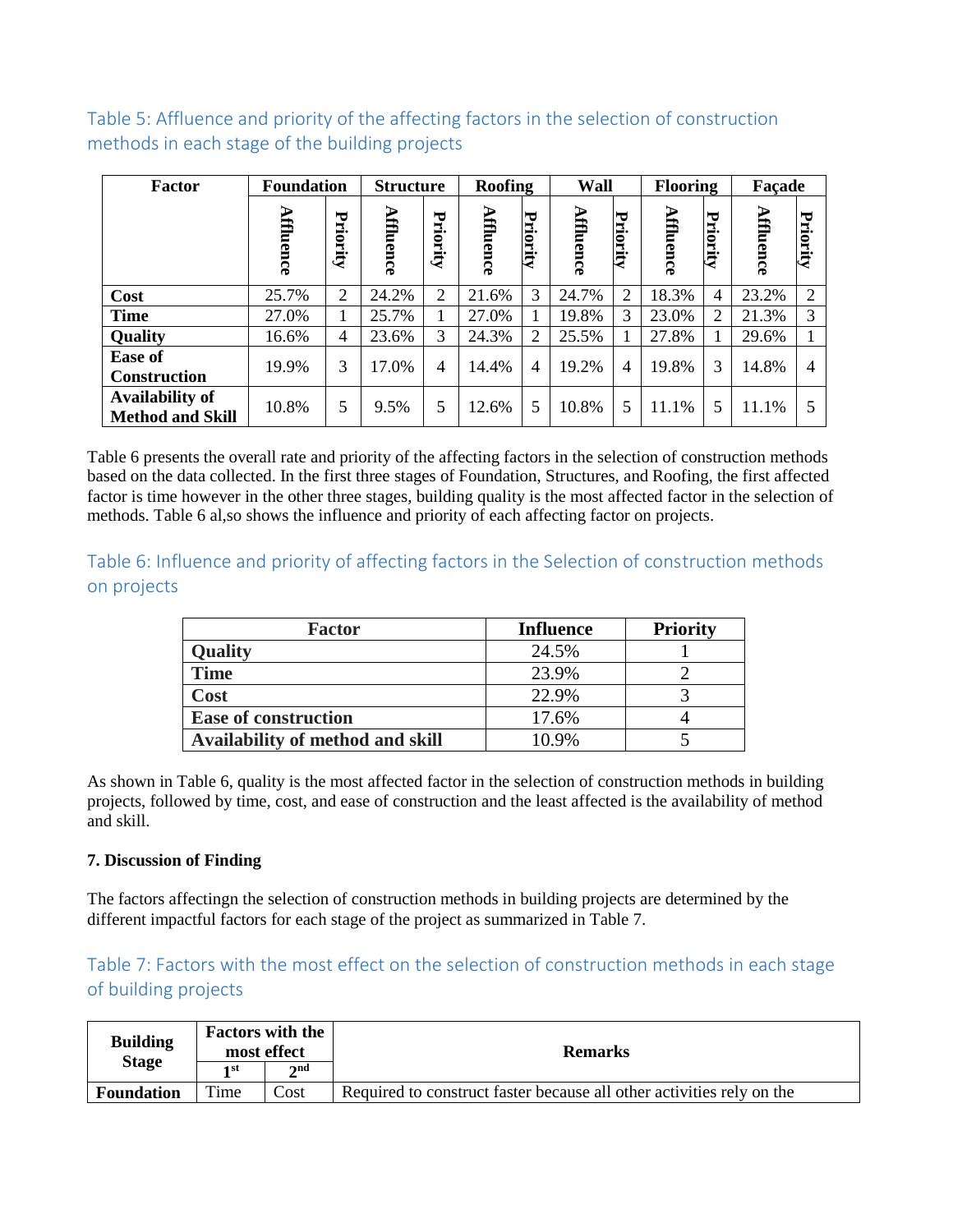### Table 5: Affluence and priority of the affecting factors in the selection of construction methods in each stage of the building projects

| Factor | Foundation | | Structure | | Roofing | | Wall | | Flooring | | Façade | |
|---|---|---|---|---|---|---|---|---|---|---|---|---|
| | Affluence | Priority | Affluence | Priority | Affluence | Priority | Affluence | Priority | Affluence | Priority | Affluence | Priority |
| **Cost** | 25.7% | 2 | 24.2% | 2 | 21.6% | 3 | 24.7% | 2 | 18.3% | 4 | 23.2% | 2 |
| **Time** | 27.0% | 1 | 25.7% | 1 | 27.0% | 1 | 19.8% | 3 | 23.0% | 2 | 21.3% | 3 |
| **Quality** | 16.6% | 4 | 23.6% | 3 | 24.3% | 2 | 25.5% | 1 | 27.8% | 1 | 29.6% | 1 |
| **Ease of Construction** | 19.9% | 3 | 17.0% | 4 | 14.4% | 4 | 19.2% | 4 | 19.8% | 3 | 14.8% | 4 |
| **Availability of Method and Skill** | 10.8% | 5 | 9.5% | 5 | 12.6% | 5 | 10.8% | 5 | 11.1% | 5 | 11.1% | 5 |

Table 6 presents the overall rate and priority of the affecting factors in the selection of construction methods based on the data collected. In the first three stages of Foundation, Structures, and Roofing, the first affected factor is time however in the other three stages, building quality is the most affected factor in the selection of methods. Table 6 al,so shows the influence and priority of each affecting factor on projects.

### Table 6: Influence and priority of affecting factors in the Selection of construction methods on projects

| Factor | Influence | Priority |
|---|---|---|
| **Quality** | 24.5% | 1 |
| **Time** | 23.9% | 2 |
| **Cost** | 22.9% | 3 |
| **Ease of construction** | 17.6% | 4 |
| **Availability of method and skill** | 10.9% | 5 |

As shown in Table 6, quality is the most affected factor in the selection of construction methods in building projects, followed by time, cost, and ease of construction and the least affected is the availability of method and skill.

## 7. Discussion of Finding

The factors affectingn the selection of construction methods in building projects are determined by the different impactful factors for each stage of the project as summarized in Table 7.

### Table 7: Factors with the most effect on the selection of construction methods in each stage of building projects

| Building Stage | Factors with the most effect | | Remarks |
|---|---|---|---|
| | 1st | 2nd | |
| **Foundation** | Time | Cost | Required to construct faster because all other activities rely on the |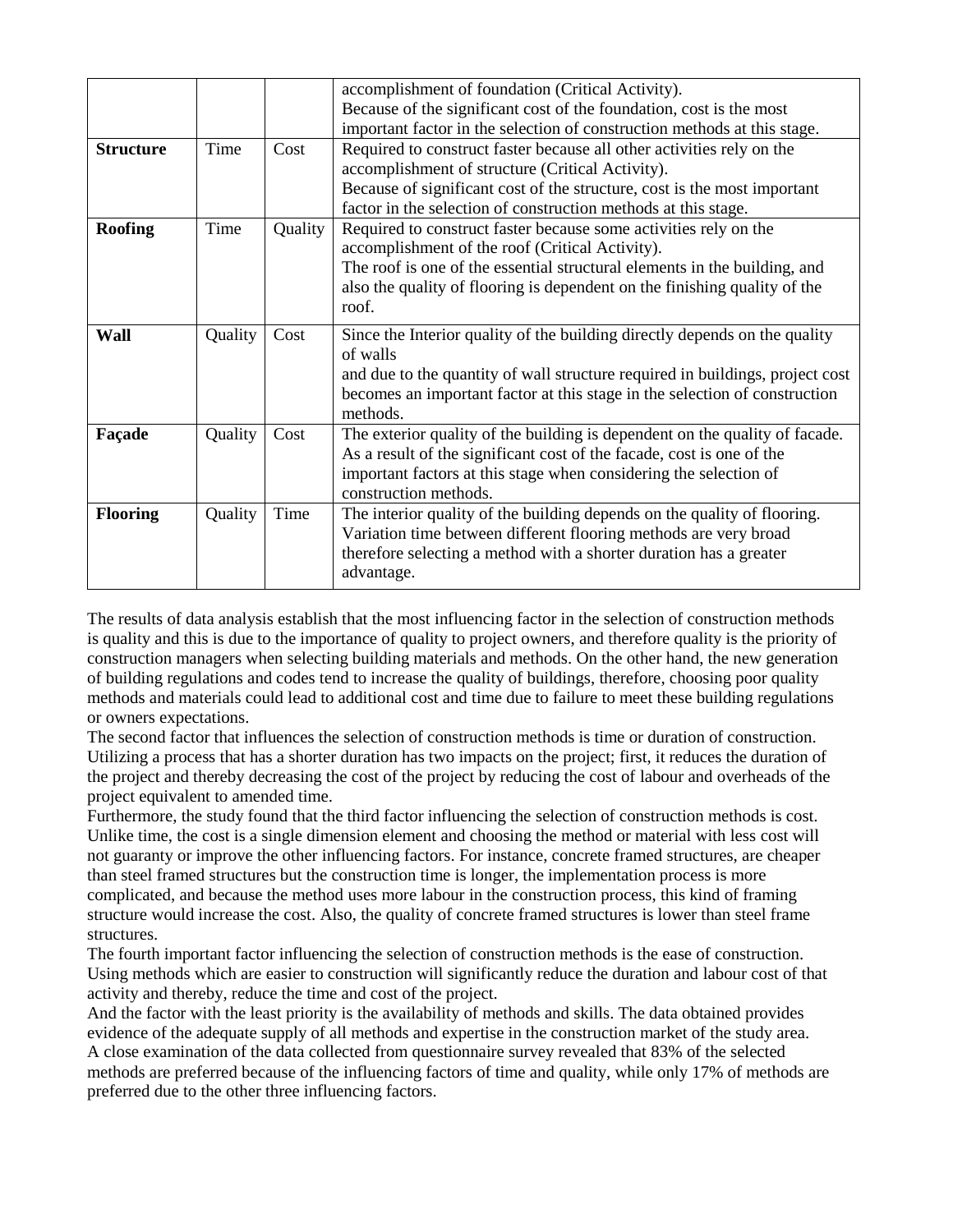| | | | |
|---|---|---|---|
| | | | accomplishment of foundation (Critical Activity). Because of the significant cost of the foundation, cost is the most important factor in the selection of construction methods at this stage. |
| **Structure** | Time | Cost | Required to construct faster because all other activities rely on the accomplishment of structure (Critical Activity). Because of significant cost of the structure, cost is the most important factor in the selection of construction methods at this stage. |
| **Roofing** | Time | Quality | Required to construct faster because some activities rely on the accomplishment of the roof (Critical Activity). The roof is one of the essential structural elements in the building, and also the quality of flooring is dependent on the finishing quality of the roof. |
| **Wall** | Quality | Cost | Since the Interior quality of the building directly depends on the quality of walls and due to the quantity of wall structure required in buildings, project cost becomes an important factor at this stage in the selection of construction methods. |
| **Façade** | Quality | Cost | The exterior quality of the building is dependent on the quality of facade. As a result of the significant cost of the facade, cost is one of the important factors at this stage when considering the selection of construction methods. |
| **Flooring** | Quality | Time | The interior quality of the building depends on the quality of flooring. Variation time between different flooring methods are very broad therefore selecting a method with a shorter duration has a greater advantage. |

The results of data analysis establish that the most influencing factor in the selection of construction methods is quality and this is due to the importance of quality to project owners, and therefore quality is the priority of construction managers when selecting building materials and methods. On the other hand, the new generation of building regulations and codes tend to increase the quality of buildings, therefore, choosing poor quality methods and materials could lead to additional cost and time due to failure to meet these building regulations or owners expectations.

The second factor that influences the selection of construction methods is time or duration of construction. Utilizing a process that has a shorter duration has two impacts on the project; first, it reduces the duration of the project and thereby decreasing the cost of the project by reducing the cost of labour and overheads of the project equivalent to amended time.

Furthermore, the study found that the third factor influencing the selection of construction methods is cost. Unlike time, the cost is a single dimension element and choosing the method or material with less cost will not guaranty or improve the other influencing factors. For instance, concrete framed structures, are cheaper than steel framed structures but the construction time is longer, the implementation process is more complicated, and because the method uses more labour in the construction process, this kind of framing structure would increase the cost. Also, the quality of concrete framed structures is lower than steel frame structures.

The fourth important factor influencing the selection of construction methods is the ease of construction. Using methods which are easier to construction will significantly reduce the duration and labour cost of that activity and thereby, reduce the time and cost of the project.

And the factor with the least priority is the availability of methods and skills. The data obtained provides evidence of the adequate supply of all methods and expertise in the construction market of the study area.

A close examination of the data collected from questionnaire survey revealed that 83% of the selected methods are preferred because of the influencing factors of time and quality, while only 17% of methods are preferred due to the other three influencing factors.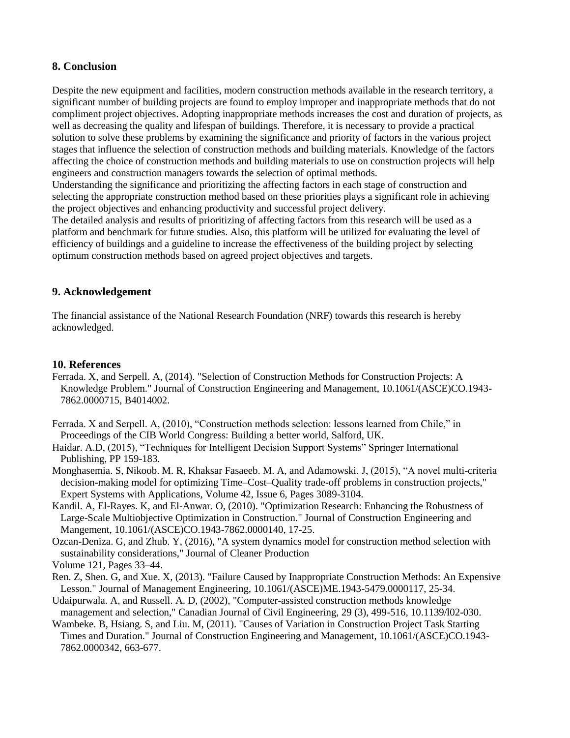## 8. Conclusion

Despite the new equipment and facilities, modern construction methods available in the research territory, a significant number of building projects are found to employ improper and inappropriate methods that do not compliment project objectives. Adopting inappropriate methods increases the cost and duration of projects, as well as decreasing the quality and lifespan of buildings. Therefore, it is necessary to provide a practical solution to solve these problems by examining the significance and priority of factors in the various project stages that influence the selection of construction methods and building materials. Knowledge of the factors affecting the choice of construction methods and building materials to use on construction projects will help engineers and construction managers towards the selection of optimal methods.

Understanding the significance and prioritizing the affecting factors in each stage of construction and selecting the appropriate construction method based on these priorities plays a significant role in achieving the project objectives and enhancing productivity and successful project delivery.

The detailed analysis and results of prioritizing of affecting factors from this research will be used as a platform and benchmark for future studies. Also, this platform will be utilized for evaluating the level of efficiency of buildings and a guideline to increase the effectiveness of the building project by selecting optimum construction methods based on agreed project objectives and targets.

## 9. Acknowledgement

The financial assistance of the National Research Foundation (NRF) towards this research is hereby acknowledged.

## 10. References

Ferrada. X, and Serpell. A, (2014). "Selection of Construction Methods for Construction Projects: A Knowledge Problem." Journal of Construction Engineering and Management, 10.1061/(ASCE)CO.1943-7862.0000715, B4014002.

Ferrada. X and Serpell. A, (2010), "Construction methods selection: lessons learned from Chile," in Proceedings of the CIB World Congress: Building a better world, Salford, UK.

Haidar. A.D, (2015), "Techniques for Intelligent Decision Support Systems" Springer International Publishing, PP 159-183.

Monghasemia. S, Nikoob. M. R, Khaksar Fasaeeb. M. A, and Adamowski. J, (2015), "A novel multi-criteria decision-making model for optimizing Time–Cost–Quality trade-off problems in construction projects," Expert Systems with Applications, Volume 42, Issue 6, Pages 3089-3104.

Kandil. A, El-Rayes. K, and El-Anwar. O, (2010). "Optimization Research: Enhancing the Robustness of Large-Scale Multiobjective Optimization in Construction." Journal of Construction Engineering and Mangement, 10.1061/(ASCE)CO.1943-7862.0000140, 17-25.

Ozcan-Deniza. G, and Zhub. Y, (2016), "A system dynamics model for construction method selection with sustainability considerations," Journal of Cleaner Production
Volume 121, Pages 33–44.

Ren. Z, Shen. G, and Xue. X, (2013). "Failure Caused by Inappropriate Construction Methods: An Expensive Lesson." Journal of Management Engineering, 10.1061/(ASCE)ME.1943-5479.0000117, 25-34.

Udaipurwala. A, and Russell. A. D, (2002), "Computer-assisted construction methods knowledge management and selection," Canadian Journal of Civil Engineering, 29 (3), 499-516, 10.1139/l02-030.

Wambeke. B, Hsiang. S, and Liu. M, (2011). "Causes of Variation in Construction Project Task Starting Times and Duration." Journal of Construction Engineering and Management, 10.1061/(ASCE)CO.1943-7862.0000342, 663-677.